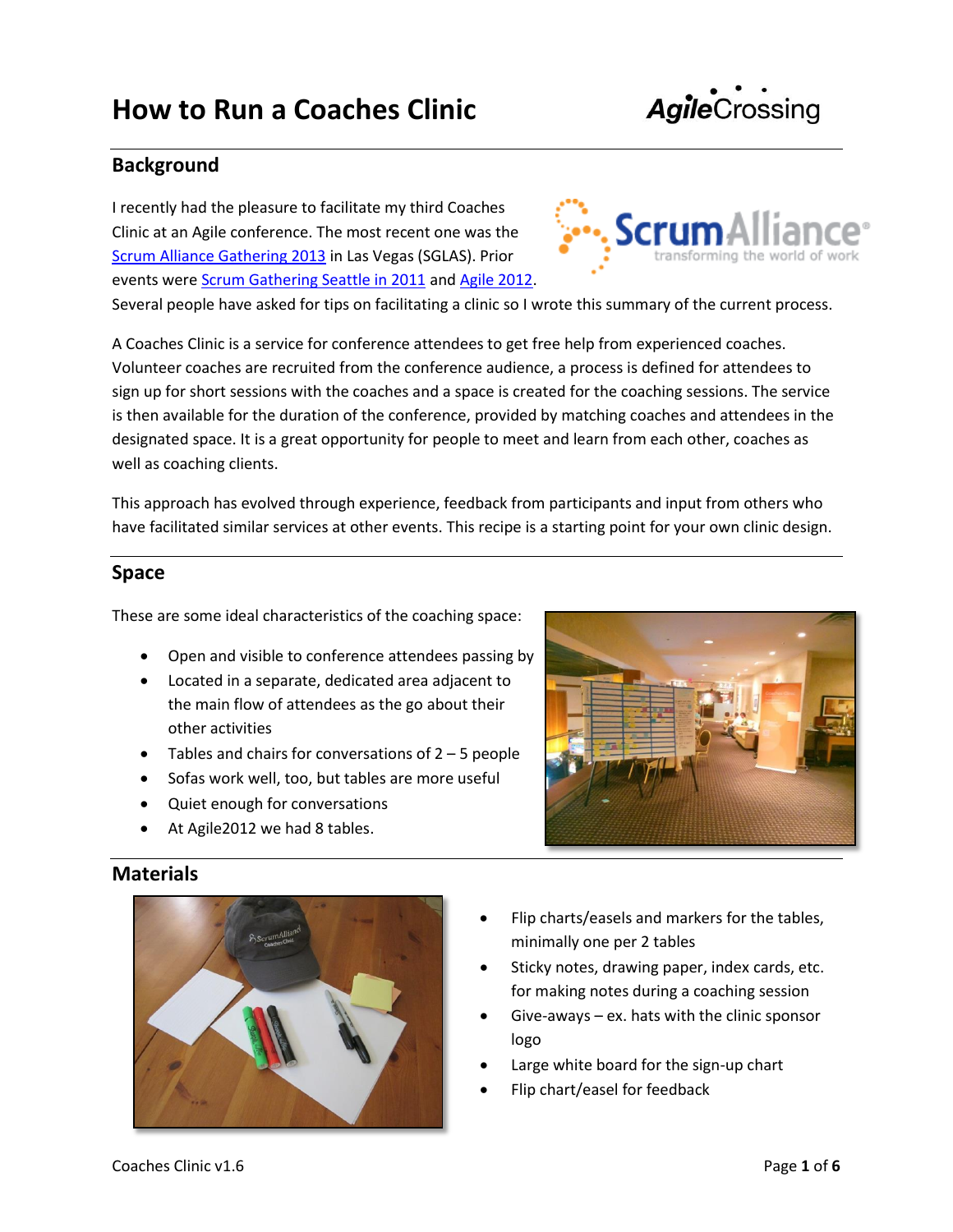# How to Run a Coaches Clinic

## Background

I recently had the pleasure to facilitate my third Coaches Clinic at an Agile conference. The most recent one was the Scrum Alliance Gathering 2013 in Las Vegas (SGLAS). Prior events were Scrum Gathering Seattle in 2011 and Agile 2012. Several people have asked for tips on facilitating a clinic so I wrote this summary of the current process.

A Coaches Clinic is a service for conference attendees to get free help from experienced coaches. Volunteer coaches are recruited from the conference audience, a process is defined for attendees to sign up for short sessions with the coaches and a space is created for the coaching sessions. The service is then available for the duration of the conference, provided by matching coaches and attendees in the designated space. It is a great opportunity for people to meet and learn from each other, coaches as well as coaching clients.

This approach has evolved through experience, feedback from participants and input from others who have facilitated similar services at other events. This recipe is a starting point for your own clinic design.

## Space

These are some ideal characteristics of the coaching space:

- Open and visible to conference attendees passing by
- Located in a separate, dedicated area adjacent to the main flow of attendees as the go about their other activities
- Tables and chairs for conversations of 2 – 5 people
- Sofas work well, too, but tables are more useful
- Quiet enough for conversations
- At Agile2012 we had 8 tables.

## Materials

- Flip charts/easels and markers for the tables, minimally one per 2 tables
- Sticky notes, drawing paper, index cards, etc. for making notes during a coaching session
- Give-aways – ex. hats with the clinic sponsor logo
- Large white board for the sign-up chart
- Flip chart/easel for feedback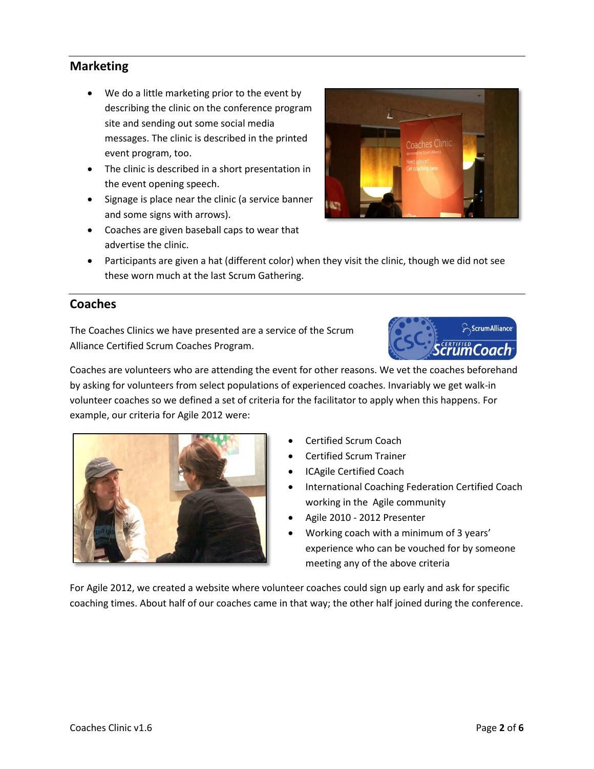## Marketing

- We do a little marketing prior to the event by describing the clinic on the conference program site and sending out some social media messages. The clinic is described in the printed event program, too.
- The clinic is described in a short presentation in the event opening speech.
- Signage is place near the clinic (a service banner and some signs with arrows).
- Coaches are given baseball caps to wear that advertise the clinic.
- Participants are given a hat (different color) when they visit the clinic, though we did not see these worn much at the last Scrum Gathering.

## Coaches

The Coaches Clinics we have presented are a service of the Scrum Alliance Certified Scrum Coaches Program.

Coaches are volunteers who are attending the event for other reasons. We vet the coaches beforehand by asking for volunteers from select populations of experienced coaches. Invariably we get walk-in volunteer coaches so we defined a set of criteria for the facilitator to apply when this happens. For example, our criteria for Agile 2012 were:

- Certified Scrum Coach
- Certified Scrum Trainer
- ICAgile Certified Coach
- International Coaching Federation Certified Coach working in the Agile community
- Agile 2010 - 2012 Presenter
- Working coach with a minimum of 3 years' experience who can be vouched for by someone meeting any of the above criteria

For Agile 2012, we created a website where volunteer coaches could sign up early and ask for specific coaching times. About half of our coaches came in that way; the other half joined during the conference.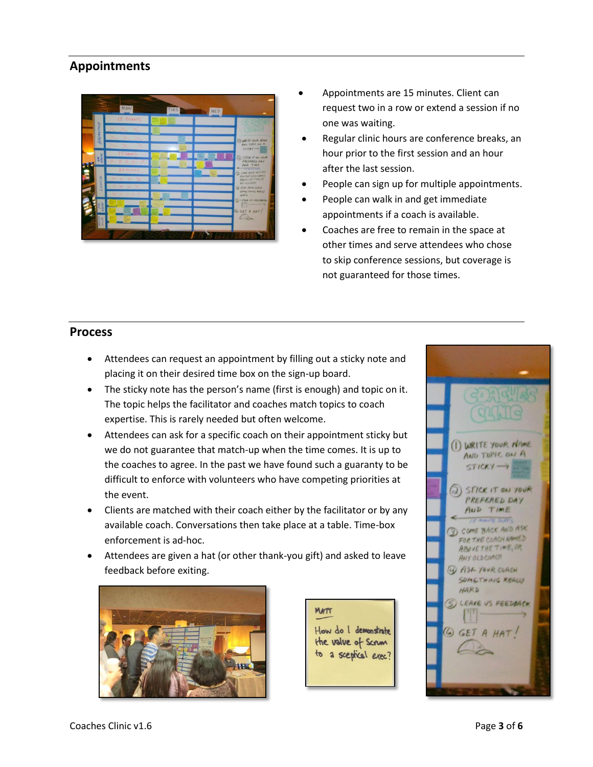## Appointments

- Appointments are 15 minutes. Client can request two in a row or extend a session if no one was waiting.
- Regular clinic hours are conference breaks, an hour prior to the first session and an hour after the last session.
- People can sign up for multiple appointments.
- People can walk in and get immediate appointments if a coach is available.
- Coaches are free to remain in the space at other times and serve attendees who chose to skip conference sessions, but coverage is not guaranteed for those times.

## Process

- Attendees can request an appointment by filling out a sticky note and placing it on their desired time box on the sign-up board.
- The sticky note has the person's name (first is enough) and topic on it. The topic helps the facilitator and coaches match topics to coach expertise. This is rarely needed but often welcome.
- Attendees can ask for a specific coach on their appointment sticky but we do not guarantee that match-up when the time comes. It is up to the coaches to agree. In the past we have found such a guaranty to be difficult to enforce with volunteers who have competing priorities at the event.
- Clients are matched with their coach either by the facilitator or by any available coach. Conversations then take place at a table. Time-box enforcement is ad-hoc.
- Attendees are given a hat (or other thank-you gift) and asked to leave feedback before exiting.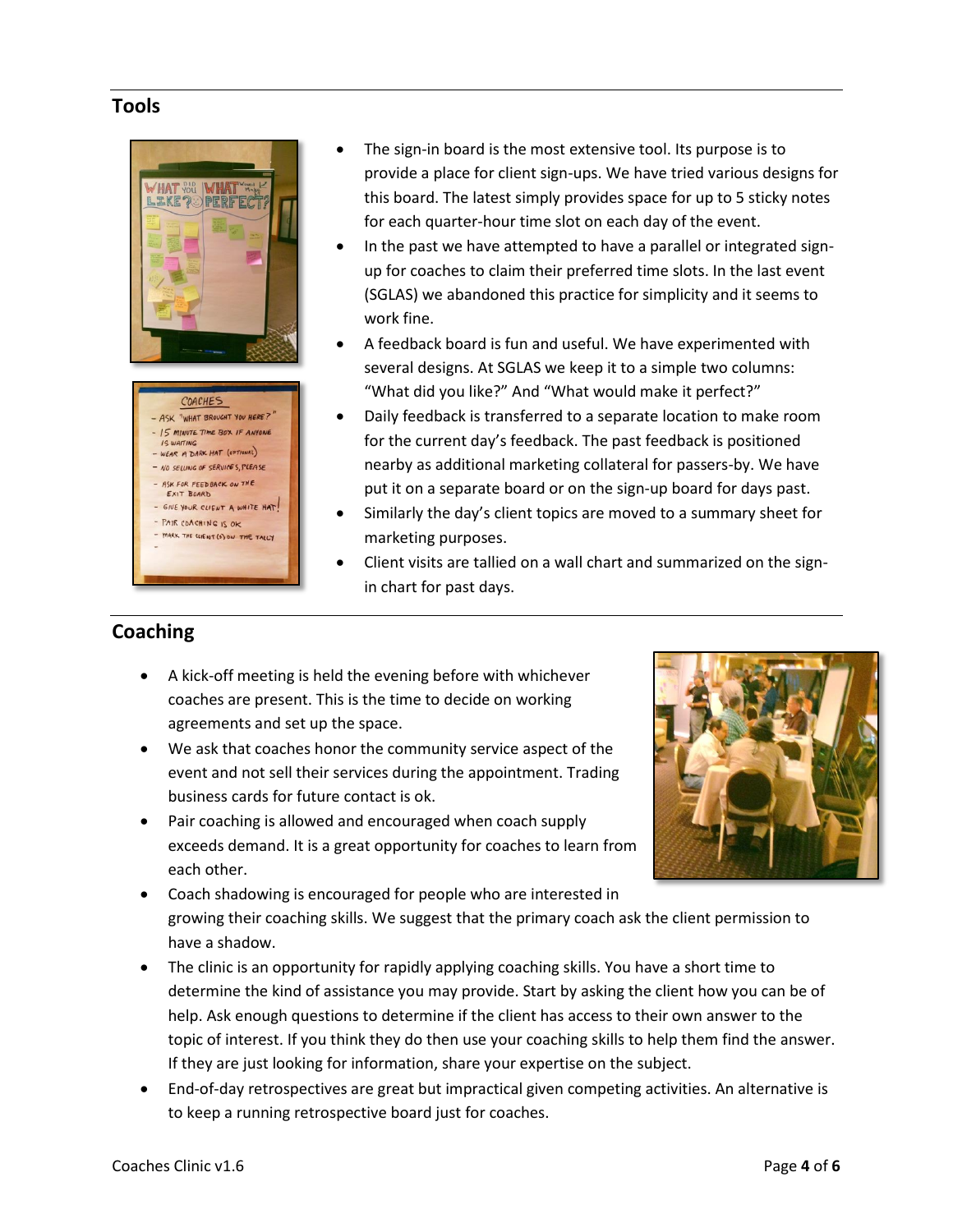## Tools

- The sign-in board is the most extensive tool. Its purpose is to provide a place for client sign-ups. We have tried various designs for this board. The latest simply provides space for up to 5 sticky notes for each quarter-hour time slot on each day of the event.
- In the past we have attempted to have a parallel or integrated sign-up for coaches to claim their preferred time slots. In the last event (SGLAS) we abandoned this practice for simplicity and it seems to work fine.
- A feedback board is fun and useful. We have experimented with several designs. At SGLAS we keep it to a simple two columns: "What did you like?" And "What would make it perfect?"
- Daily feedback is transferred to a separate location to make room for the current day's feedback. The past feedback is positioned nearby as additional marketing collateral for passers-by. We have put it on a separate board or on the sign-up board for days past.
- Similarly the day's client topics are moved to a summary sheet for marketing purposes.
- Client visits are tallied on a wall chart and summarized on the sign-in chart for past days.

## Coaching

- A kick-off meeting is held the evening before with whichever coaches are present. This is the time to decide on working agreements and set up the space.
- We ask that coaches honor the community service aspect of the event and not sell their services during the appointment. Trading business cards for future contact is ok.
- Pair coaching is allowed and encouraged when coach supply exceeds demand. It is a great opportunity for coaches to learn from each other.
- Coach shadowing is encouraged for people who are interested in growing their coaching skills. We suggest that the primary coach ask the client permission to have a shadow.
- The clinic is an opportunity for rapidly applying coaching skills. You have a short time to determine the kind of assistance you may provide. Start by asking the client how you can be of help. Ask enough questions to determine if the client has access to their own answer to the topic of interest. If you think they do then use your coaching skills to help them find the answer. If they are just looking for information, share your expertise on the subject.
- End-of-day retrospectives are great but impractical given competing activities. An alternative is to keep a running retrospective board just for coaches.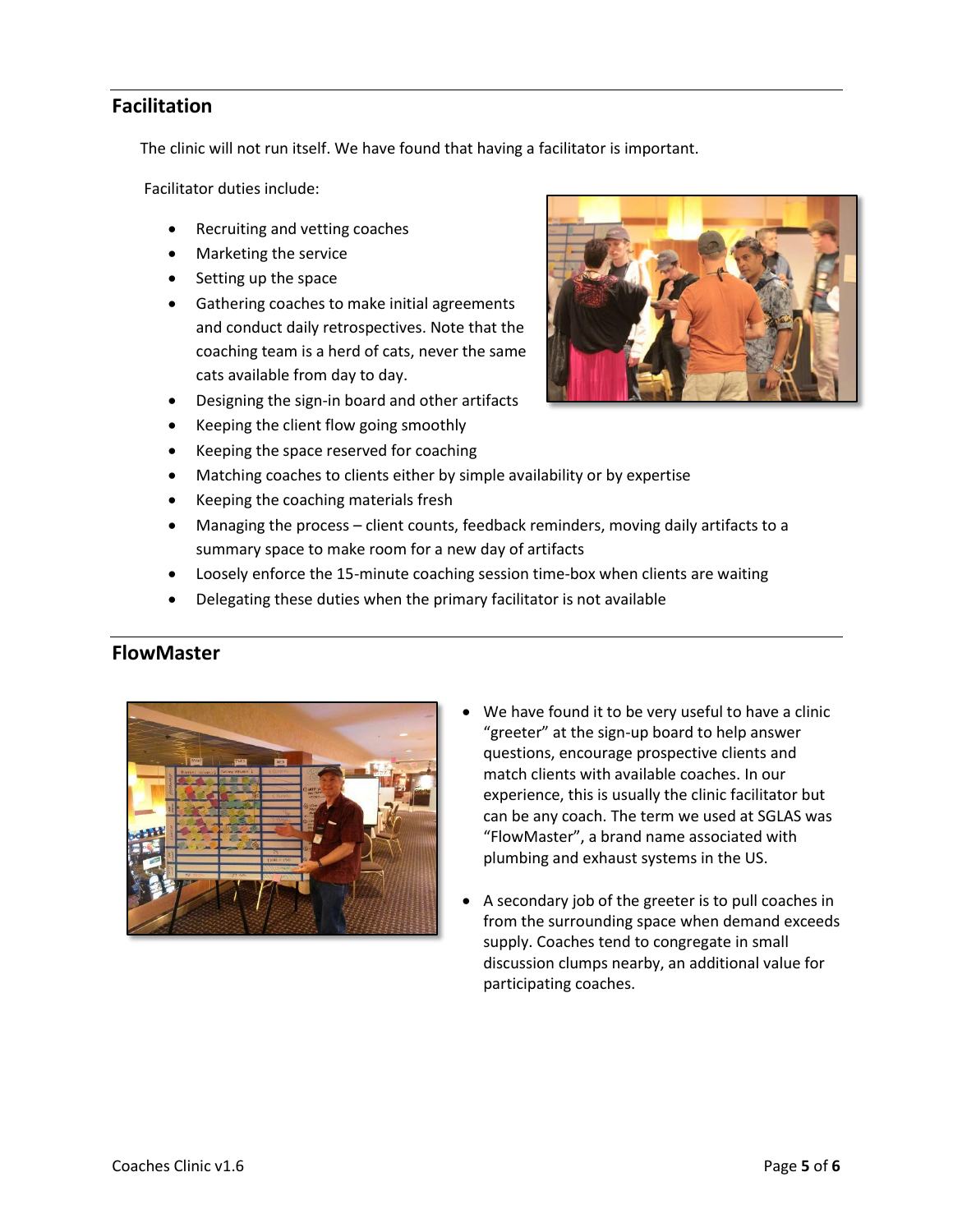## Facilitation

The clinic will not run itself. We have found that having a facilitator is important.

Facilitator duties include:

- Recruiting and vetting coaches
- Marketing the service
- Setting up the space
- Gathering coaches to make initial agreements and conduct daily retrospectives. Note that the coaching team is a herd of cats, never the same cats available from day to day.
- Designing the sign-in board and other artifacts
- Keeping the client flow going smoothly
- Keeping the space reserved for coaching
- Matching coaches to clients either by simple availability or by expertise
- Keeping the coaching materials fresh
- Managing the process – client counts, feedback reminders, moving daily artifacts to a summary space to make room for a new day of artifacts
- Loosely enforce the 15-minute coaching session time-box when clients are waiting
- Delegating these duties when the primary facilitator is not available

## FlowMaster

- We have found it to be very useful to have a clinic "greeter" at the sign-up board to help answer questions, encourage prospective clients and match clients with available coaches. In our experience, this is usually the clinic facilitator but can be any coach. The term we used at SGLAS was "FlowMaster", a brand name associated with plumbing and exhaust systems in the US.
- A secondary job of the greeter is to pull coaches in from the surrounding space when demand exceeds supply. Coaches tend to congregate in small discussion clumps nearby, an additional value for participating coaches.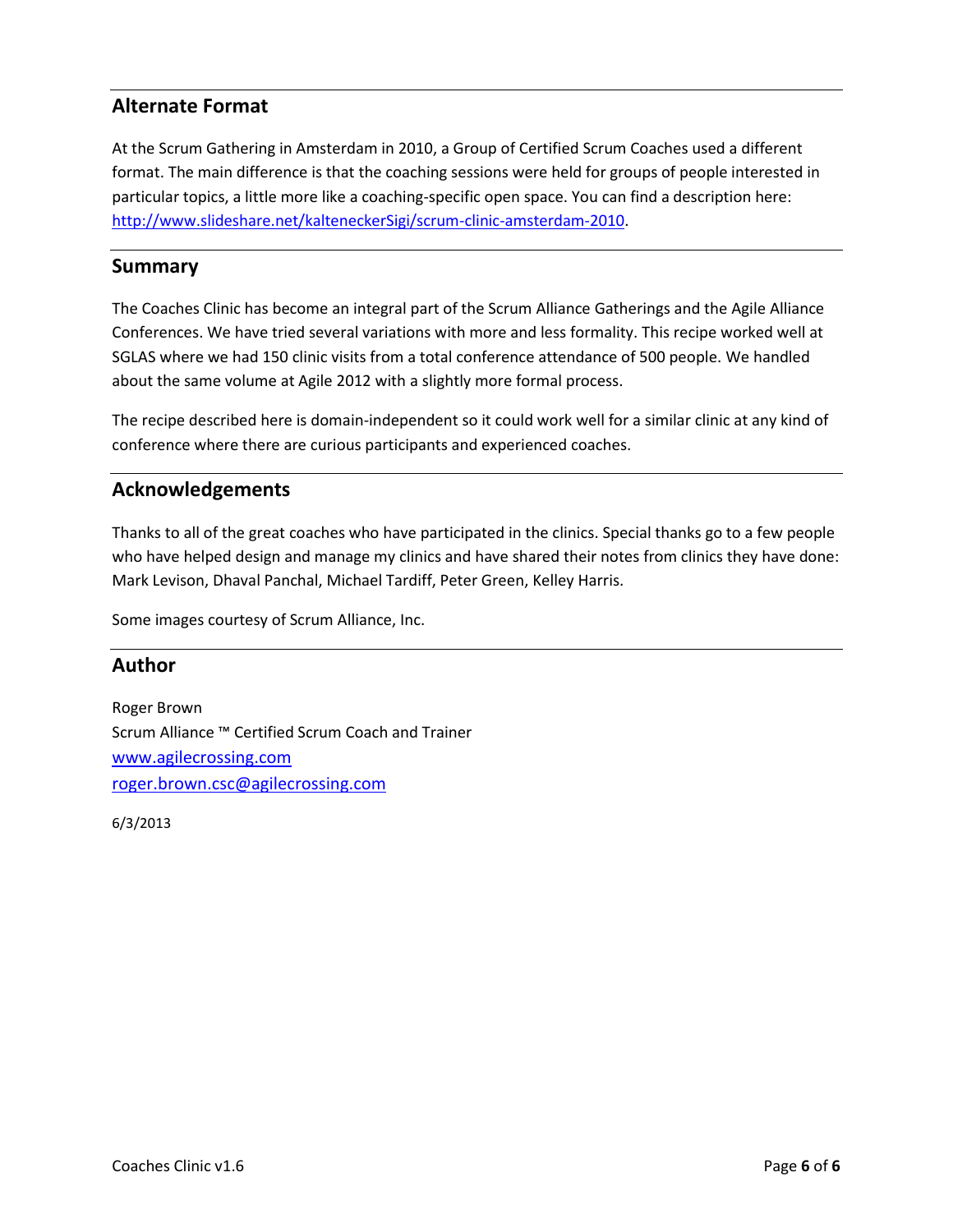## Alternate Format

At the Scrum Gathering in Amsterdam in 2010, a Group of Certified Scrum Coaches used a different format. The main difference is that the coaching sessions were held for groups of people interested in particular topics, a little more like a coaching-specific open space. You can find a description here: [http://www.slideshare.net/kalteneckerSigi/scrum-clinic-amsterdam-2010](http://www.slideshare.net/kalteneckerSigi/scrum-clinic-amsterdam-2010).

## Summary

The Coaches Clinic has become an integral part of the Scrum Alliance Gatherings and the Agile Alliance Conferences. We have tried several variations with more and less formality. This recipe worked well at SGLAS where we had 150 clinic visits from a total conference attendance of 500 people. We handled about the same volume at Agile 2012 with a slightly more formal process.

The recipe described here is domain-independent so it could work well for a similar clinic at any kind of conference where there are curious participants and experienced coaches.

## Acknowledgements

Thanks to all of the great coaches who have participated in the clinics. Special thanks go to a few people who have helped design and manage my clinics and have shared their notes from clinics they have done: Mark Levison, Dhaval Panchal, Michael Tardiff, Peter Green, Kelley Harris.

Some images courtesy of Scrum Alliance, Inc.

## Author

Roger Brown
Scrum Alliance ™ Certified Scrum Coach and Trainer
[www.agilecrossing.com](http://www.agilecrossing.com)
[roger.brown.csc@agilecrossing.com](mailto:roger.brown.csc@agilecrossing.com)

6/3/2013